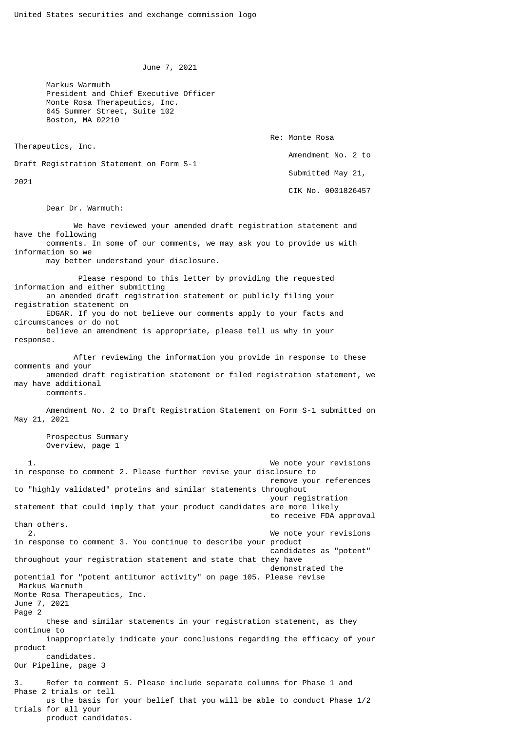United States securities and exchange commission logo

June 7, 2021

Markus Warmuth
President and Chief Executive Officer
Monte Rosa Therapeutics, Inc.
645 Summer Street, Suite 102
Boston, MA 02210

Re: Monte Rosa Therapeutics, Inc.
Amendment No. 2 to Draft Registration Statement on Form S-1
Submitted May 21, 2021
CIK No. 0001826457

Dear Dr. Warmuth:

We have reviewed your amended draft registration statement and have the following comments. In some of our comments, we may ask you to provide us with information so we may better understand your disclosure.

Please respond to this letter by providing the requested information and either submitting an amended draft registration statement or publicly filing your registration statement on EDGAR. If you do not believe our comments apply to your facts and circumstances or do not believe an amendment is appropriate, please tell us why in your response.

After reviewing the information you provide in response to these comments and your amended draft registration statement or filed registration statement, we may have additional comments.

Amendment No. 2 to Draft Registration Statement on Form S-1 submitted on May 21, 2021

Prospectus Summary
Overview, page 1

1. We note your revisions in response to comment 2. Please further revise your disclosure to remove your references to "highly validated" proteins and similar statements throughout your registration statement that could imply that your product candidates are more likely to receive FDA approval than others.

2. We note your revisions in response to comment 3. You continue to describe your product candidates as "potent" throughout your registration statement and state that they have demonstrated the potential for "potent antitumor activity" on page 105. Please revise these and similar statements in your registration statement, as they continue to inappropriately indicate your conclusions regarding the efficacy of your product candidates.

Our Pipeline, page 3

3. Refer to comment 5. Please include separate columns for Phase 1 and Phase 2 trials or tell us the basis for your belief that you will be able to conduct Phase 1/2 trials for all your product candidates.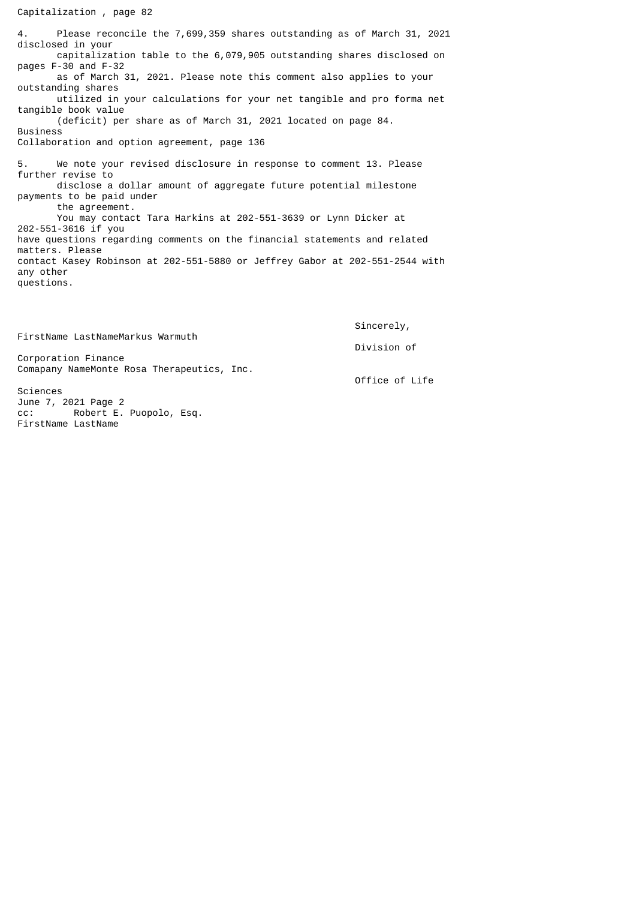Capitalization , page 82

4. Please reconcile the 7,699,359 shares outstanding as of March 31, 2021 disclosed in your capitalization table to the 6,079,905 outstanding shares disclosed on pages F-30 and F-32 as of March 31, 2021. Please note this comment also applies to your outstanding shares utilized in your calculations for your net tangible and pro forma net tangible book value (deficit) per share as of March 31, 2021 located on page 84.

Business

Collaboration and option agreement, page 136

5. We note your revised disclosure in response to comment 13. Please further revise to disclose a dollar amount of aggregate future potential milestone payments to be paid under the agreement.

You may contact Tara Harkins at 202-551-3639 or Lynn Dicker at 202-551-3616 if you have questions regarding comments on the financial statements and related matters. Please contact Kasey Robinson at 202-551-5880 or Jeffrey Gabor at 202-551-2544 with any other questions.

Sincerely,

Division of Corporation Finance

Office of Life Sciences

cc: Robert E. Puopolo, Esq.